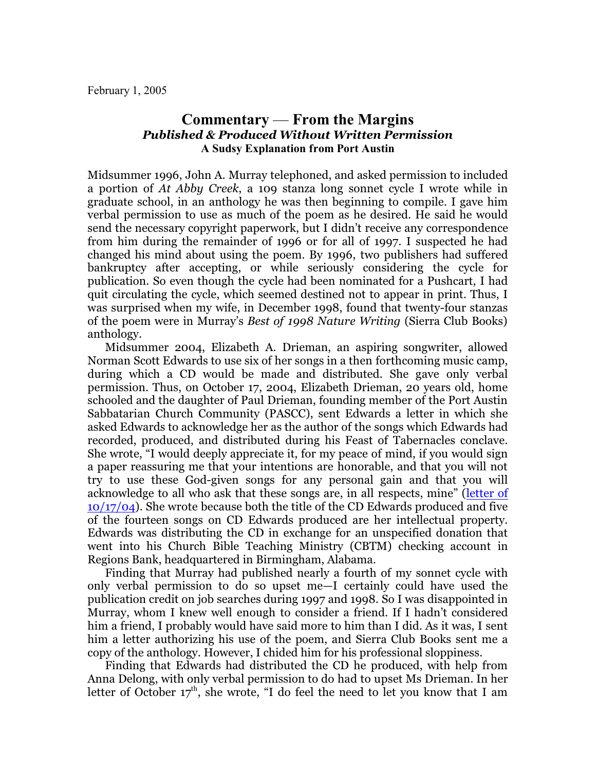February 1, 2005

## Commentary — From the Margins
### *Published & Produced Without Written Permission*
#### A Sudsy Explanation from Port Austin

Midsummer 1996, John A. Murray telephoned, and asked permission to included a portion of *At Abby Creek*, a 109 stanza long sonnet cycle I wrote while in graduate school, in an anthology he was then beginning to compile. I gave him verbal permission to use as much of the poem as he desired. He said he would send the necessary copyright paperwork, but I didn't receive any correspondence from him during the remainder of 1996 or for all of 1997. I suspected he had changed his mind about using the poem. By 1996, two publishers had suffered bankruptcy after accepting, or while seriously considering the cycle for publication. So even though the cycle had been nominated for a Pushcart, I had quit circulating the cycle, which seemed destined not to appear in print. Thus, I was surprised when my wife, in December 1998, found that twenty-four stanzas of the poem were in Murray's *Best of 1998 Nature Writing* (Sierra Club Books) anthology.

Midsummer 2004, Elizabeth A. Drieman, an aspiring songwriter, allowed Norman Scott Edwards to use six of her songs in a then forthcoming music camp, during which a CD would be made and distributed. She gave only verbal permission. Thus, on October 17, 2004, Elizabeth Drieman, 20 years old, home schooled and the daughter of Paul Drieman, founding member of the Port Austin Sabbatarian Church Community (PASCC), sent Edwards a letter in which she asked Edwards to acknowledge her as the author of the songs which Edwards had recorded, produced, and distributed during his Feast of Tabernacles conclave. She wrote, "I would deeply appreciate it, for my peace of mind, if you would sign a paper reassuring me that your intentions are honorable, and that you will not try to use these God-given songs for any personal gain and that you will acknowledge to all who ask that these songs are, in all respects, mine" (letter of 10/17/04). She wrote because both the title of the CD Edwards produced and five of the fourteen songs on CD Edwards produced are her intellectual property. Edwards was distributing the CD in exchange for an unspecified donation that went into his Church Bible Teaching Ministry (CBTM) checking account in Regions Bank, headquartered in Birmingham, Alabama.

Finding that Murray had published nearly a fourth of my sonnet cycle with only verbal permission to do so upset me—I certainly could have used the publication credit on job searches during 1997 and 1998. So I was disappointed in Murray, whom I knew well enough to consider a friend. If I hadn't considered him a friend, I probably would have said more to him than I did. As it was, I sent him a letter authorizing his use of the poem, and Sierra Club Books sent me a copy of the anthology. However, I chided him for his professional sloppiness.

Finding that Edwards had distributed the CD he produced, with help from Anna Delong, with only verbal permission to do had to upset Ms Drieman. In her letter of October 17th, she wrote, "I do feel the need to let you know that I am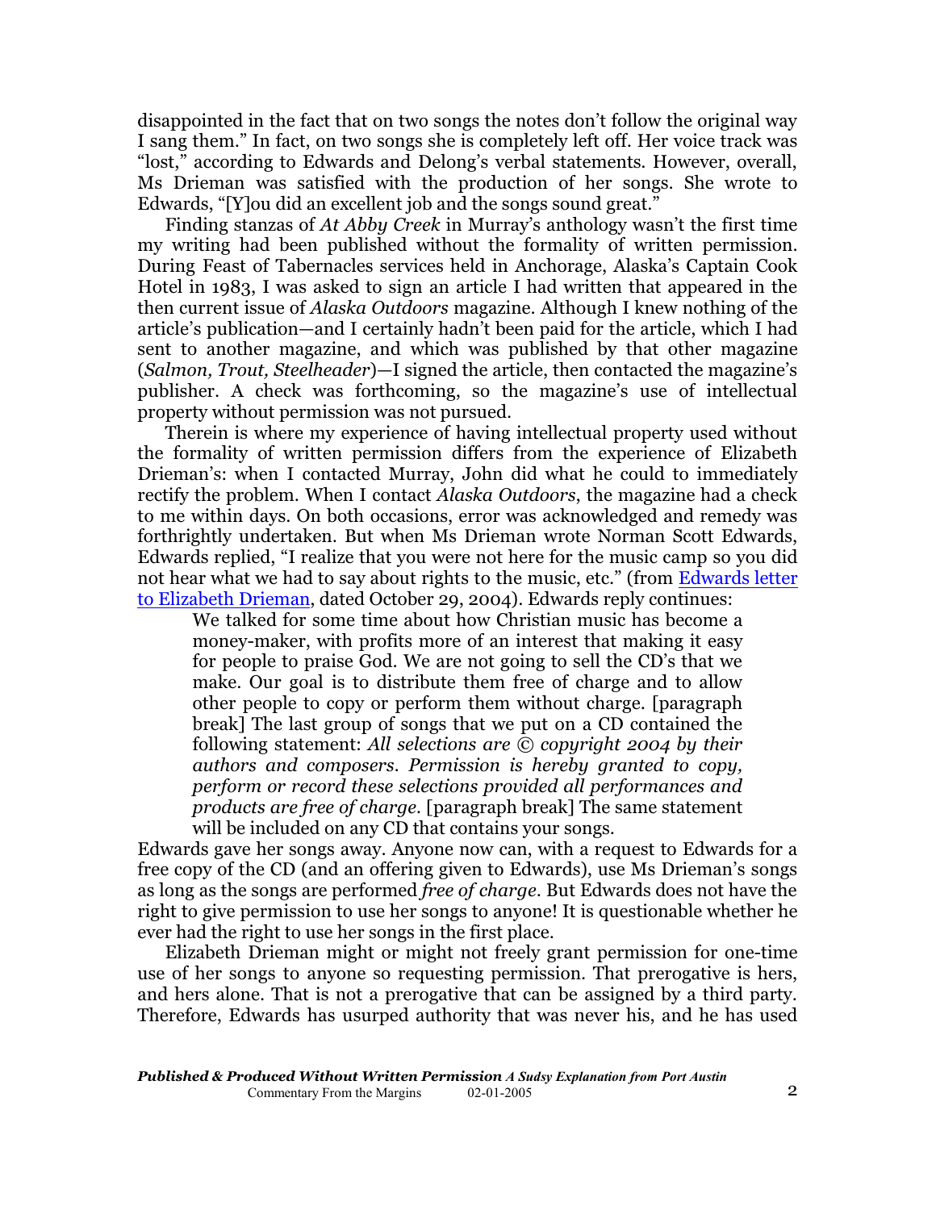disappointed in the fact that on two songs the notes don't follow the original way I sang them." In fact, on two songs she is completely left off. Her voice track was "lost," according to Edwards and Delong's verbal statements. However, overall, Ms Drieman was satisfied with the production of her songs. She wrote to Edwards, "[Y]ou did an excellent job and the songs sound great."

Finding stanzas of *At Abby Creek* in Murray's anthology wasn't the first time my writing had been published without the formality of written permission. During Feast of Tabernacles services held in Anchorage, Alaska's Captain Cook Hotel in 1983, I was asked to sign an article I had written that appeared in the then current issue of *Alaska Outdoors* magazine. Although I knew nothing of the article's publication—and I certainly hadn't been paid for the article, which I had sent to another magazine, and which was published by that other magazine (*Salmon, Trout, Steelheader*)—I signed the article, then contacted the magazine's publisher. A check was forthcoming, so the magazine's use of intellectual property without permission was not pursued.

Therein is where my experience of having intellectual property used without the formality of written permission differs from the experience of Elizabeth Drieman's: when I contacted Murray, John did what he could to immediately rectify the problem. When I contact *Alaska Outdoors*, the magazine had a check to me within days. On both occasions, error was acknowledged and remedy was forthrightly undertaken. But when Ms Drieman wrote Norman Scott Edwards, Edwards replied, "I realize that you were not here for the music camp so you did not hear what we had to say about rights to the music, etc." (from Edwards letter to Elizabeth Drieman, dated October 29, 2004). Edwards reply continues:

> We talked for some time about how Christian music has become a money-maker, with profits more of an interest that making it easy for people to praise God. We are not going to sell the CD's that we make. Our goal is to distribute them free of charge and to allow other people to copy or perform them without charge. [paragraph break] The last group of songs that we put on a CD contained the following statement: *All selections are © copyright 2004 by their authors and composers. Permission is hereby granted to copy, perform or record these selections provided all performances and products are free of charge.* [paragraph break] The same statement will be included on any CD that contains your songs.

Edwards gave her songs away. Anyone now can, with a request to Edwards for a free copy of the CD (and an offering given to Edwards), use Ms Drieman's songs as long as the songs are performed *free of charge*. But Edwards does not have the right to give permission to use her songs to anyone! It is questionable whether he ever had the right to use her songs in the first place.

Elizabeth Drieman might or might not freely grant permission for one-time use of her songs to anyone so requesting permission. That prerogative is hers, and hers alone. That is not a prerogative that can be assigned by a third party. Therefore, Edwards has usurped authority that was never his, and he has used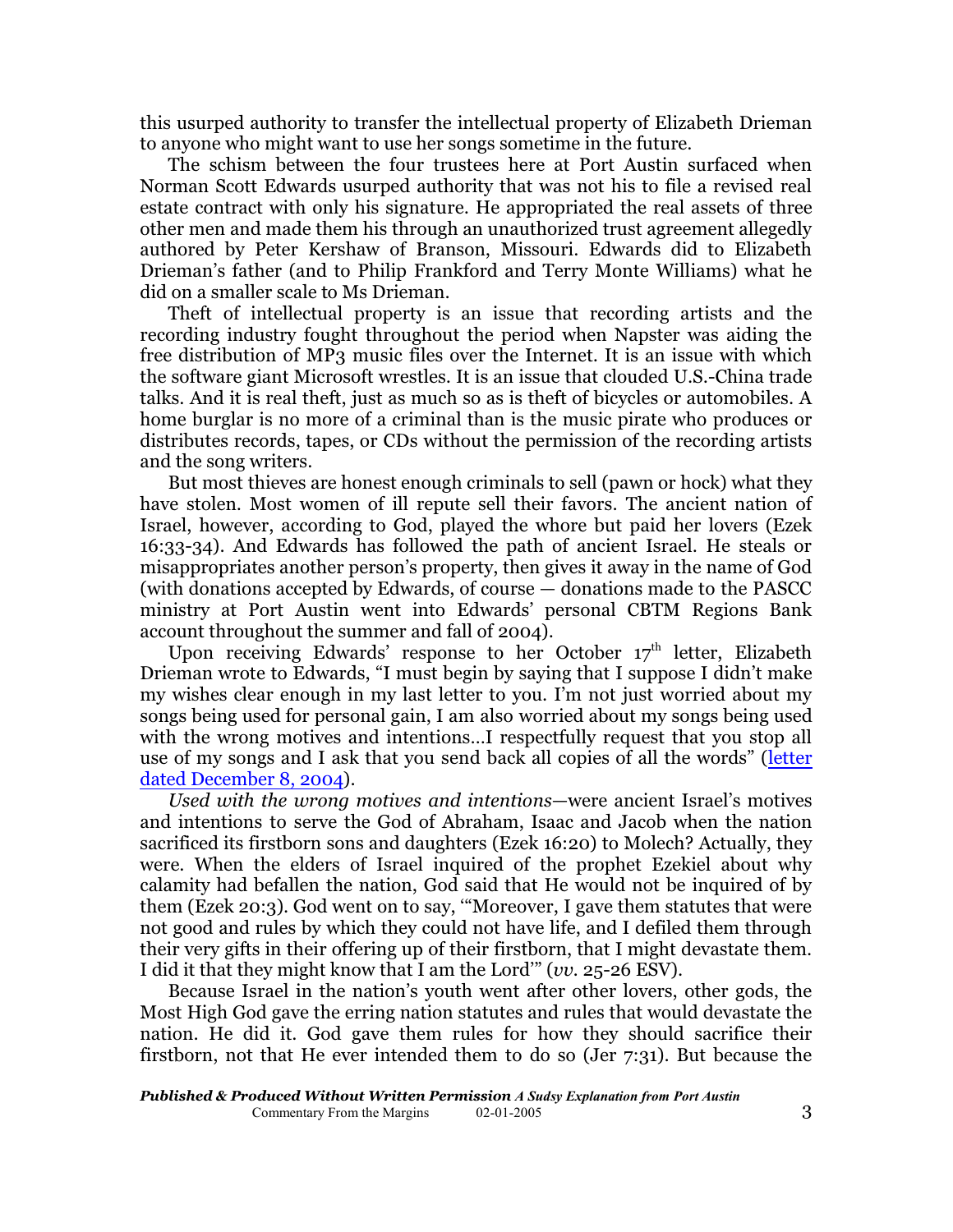this usurped authority to transfer the intellectual property of Elizabeth Drieman to anyone who might want to use her songs sometime in the future.

The schism between the four trustees here at Port Austin surfaced when Norman Scott Edwards usurped authority that was not his to file a revised real estate contract with only his signature. He appropriated the real assets of three other men and made them his through an unauthorized trust agreement allegedly authored by Peter Kershaw of Branson, Missouri. Edwards did to Elizabeth Drieman's father (and to Philip Frankford and Terry Monte Williams) what he did on a smaller scale to Ms Drieman.

Theft of intellectual property is an issue that recording artists and the recording industry fought throughout the period when Napster was aiding the free distribution of MP3 music files over the Internet. It is an issue with which the software giant Microsoft wrestles. It is an issue that clouded U.S.-China trade talks. And it is real theft, just as much so as is theft of bicycles or automobiles. A home burglar is no more of a criminal than is the music pirate who produces or distributes records, tapes, or CDs without the permission of the recording artists and the song writers.

But most thieves are honest enough criminals to sell (pawn or hock) what they have stolen. Most women of ill repute sell their favors. The ancient nation of Israel, however, according to God, played the whore but paid her lovers (Ezek 16:33-34). And Edwards has followed the path of ancient Israel. He steals or misappropriates another person's property, then gives it away in the name of God (with donations accepted by Edwards, of course — donations made to the PASCC ministry at Port Austin went into Edwards' personal CBTM Regions Bank account throughout the summer and fall of 2004).

Upon receiving Edwards' response to her October 17th letter, Elizabeth Drieman wrote to Edwards, "I must begin by saying that I suppose I didn't make my wishes clear enough in my last letter to you. I'm not just worried about my songs being used for personal gain, I am also worried about my songs being used with the wrong motives and intentions…I respectfully request that you stop all use of my songs and I ask that you send back all copies of all the words" (letter dated December 8, 2004).

*Used with the wrong motives and intentions*—were ancient Israel's motives and intentions to serve the God of Abraham, Isaac and Jacob when the nation sacrificed its firstborn sons and daughters (Ezek 16:20) to Molech? Actually, they were. When the elders of Israel inquired of the prophet Ezekiel about why calamity had befallen the nation, God said that He would not be inquired of by them (Ezek 20:3). God went on to say, "'Moreover, I gave them statutes that were not good and rules by which they could not have life, and I defiled them through their very gifts in their offering up of their firstborn, that I might devastate them. I did it that they might know that I am the Lord'" (*vv.* 25-26 ESV).

Because Israel in the nation's youth went after other lovers, other gods, the Most High God gave the erring nation statutes and rules that would devastate the nation. He did it. God gave them rules for how they should sacrifice their firstborn, not that He ever intended them to do so (Jer 7:31). But because the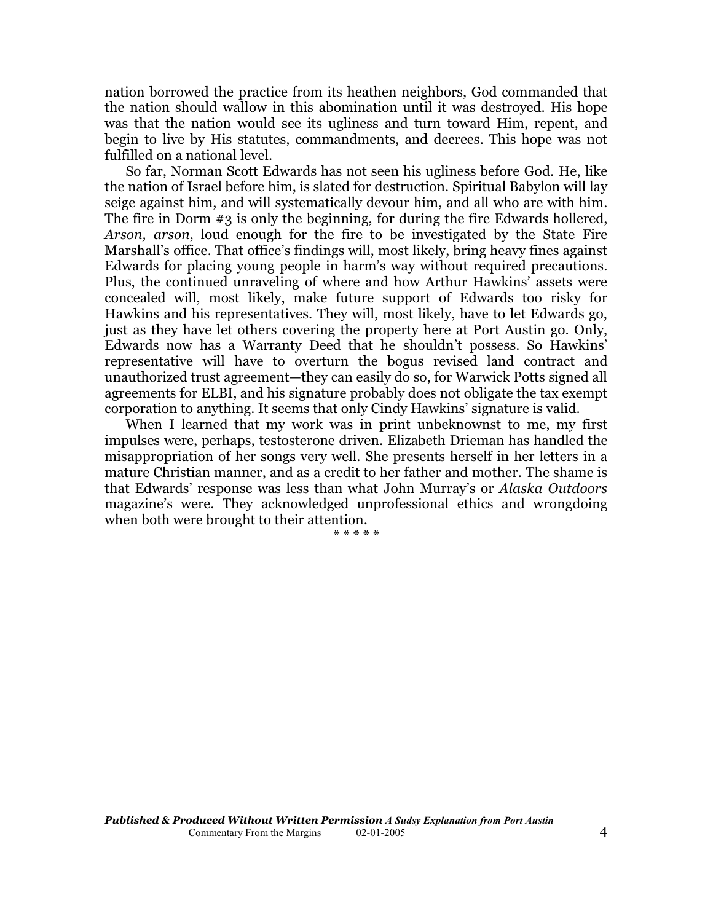nation borrowed the practice from its heathen neighbors, God commanded that the nation should wallow in this abomination until it was destroyed. His hope was that the nation would see its ugliness and turn toward Him, repent, and begin to live by His statutes, commandments, and decrees. This hope was not fulfilled on a national level.

So far, Norman Scott Edwards has not seen his ugliness before God. He, like the nation of Israel before him, is slated for destruction. Spiritual Babylon will lay seige against him, and will systematically devour him, and all who are with him. The fire in Dorm #3 is only the beginning, for during the fire Edwards hollered, *Arson, arson*, loud enough for the fire to be investigated by the State Fire Marshall's office. That office's findings will, most likely, bring heavy fines against Edwards for placing young people in harm's way without required precautions. Plus, the continued unraveling of where and how Arthur Hawkins' assets were concealed will, most likely, make future support of Edwards too risky for Hawkins and his representatives. They will, most likely, have to let Edwards go, just as they have let others covering the property here at Port Austin go. Only, Edwards now has a Warranty Deed that he shouldn't possess. So Hawkins' representative will have to overturn the bogus revised land contract and unauthorized trust agreement—they can easily do so, for Warwick Potts signed all agreements for ELBI, and his signature probably does not obligate the tax exempt corporation to anything. It seems that only Cindy Hawkins' signature is valid.

When I learned that my work was in print unbeknownst to me, my first impulses were, perhaps, testosterone driven. Elizabeth Drieman has handled the misappropriation of her songs very well. She presents herself in her letters in a mature Christian manner, and as a credit to her father and mother. The shame is that Edwards' response was less than what John Murray's or *Alaska Outdoors* magazine's were. They acknowledged unprofessional ethics and wrongdoing when both were brought to their attention.

\* \* \* \* \*